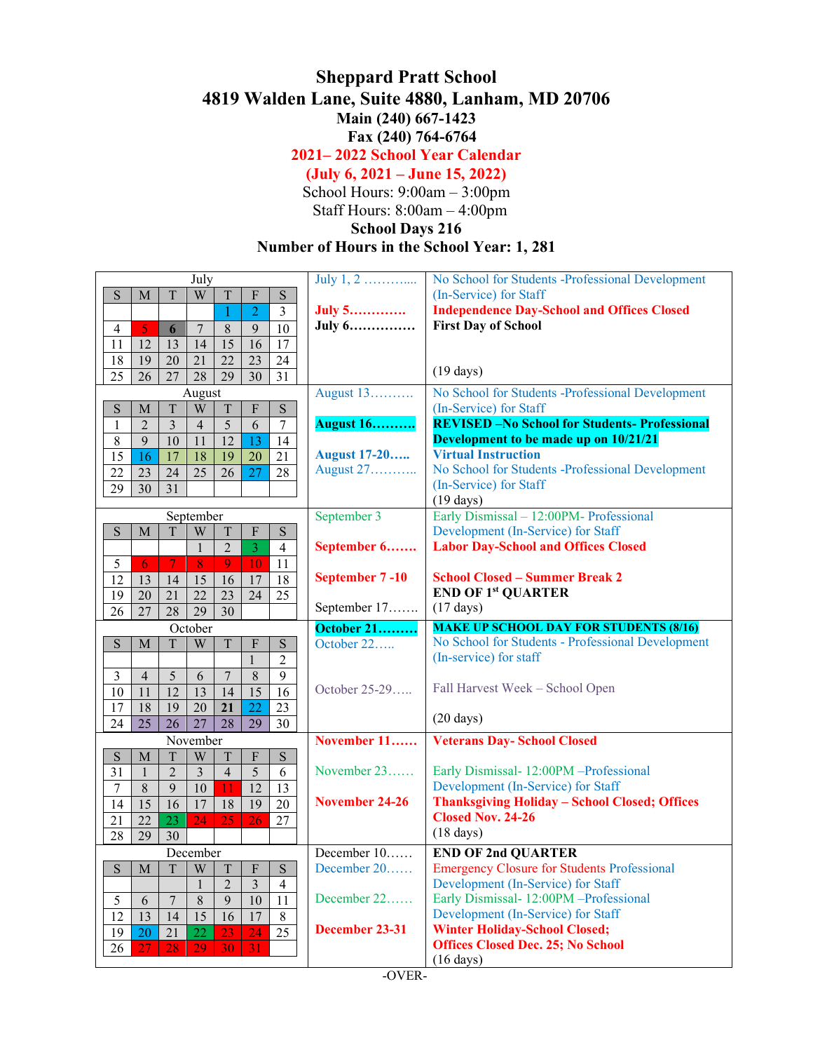# Sheppard Pratt School

## 4819 Walden Lane, Suite 4880, Lanham, MD 20706

**Main (240) 667-1423**

**Fax (240) 764-6764**

**2021– 2022 School Year Calendar**

**(July 6, 2021 – June 15, 2022)**

School Hours: 9:00am – 3:00pm

Staff Hours: 8:00am – 4:00pm

**School Days 216**

**Number of Hours in the School Year: 1, 281**

### July

| S | M | T | W | T | F | S |
|---|---|---|---|---|---|---|
| | | | | 1 | 2 | 3 |
| 4 | 5 | 6 | 7 | 8 | 9 | 10 |
| 11 | 12 | 13 | 14 | 15 | 16 | 17 |
| 18 | 19 | 20 | 21 | 22 | 23 | 24 |
| 25 | 26 | 27 | 28 | 29 | 30 | 31 |

July 1, 2 ………..... No School for Students -Professional Development (In-Service) for Staff

**July 5………… Independence Day-School and Offices Closed**

**July 6…………… First Day of School**

(19 days)

### August

| S | M | T | W | T | F | S |
|---|---|---|---|---|---|---|
| 1 | 2 | 3 | 4 | 5 | 6 | 7 |
| 8 | 9 | 10 | 11 | 12 | 13 | 14 |
| 15 | 16 | 17 | 18 | 19 | 20 | 21 |
| 22 | 23 | 24 | 25 | 26 | 27 | 28 |
| 29 | 30 | 31 | | | | |

August 13………. No School for Students -Professional Development (In-Service) for Staff

**August 16………. REVISED –No School for Students- Professional Development to be made up on 10/21/21**

**August 17-20….. Virtual Instruction**

August 27………. No School for Students -Professional Development (In-Service) for Staff

(19 days)

### September

| S | M | T | W | T | F | S |
|---|---|---|---|---|---|---|
| | | | 1 | 2 | 3 | 4 |
| 5 | 6 | 7 | 8 | 9 | 10 | 11 |
| 12 | 13 | 14 | 15 | 16 | 17 | 18 |
| 19 | 20 | 21 | 22 | 23 | 24 | 25 |
| 26 | 27 | 28 | 29 | 30 | | |

September 3 Early Dismissal – 12:00PM- Professional Development (In-Service) for Staff

**September 6……. Labor Day-School and Offices Closed**

**September 7 -10 School Closed – Summer Break 2**

September 17……. **END OF 1st QUARTER**

(17 days)

### October

| S | M | T | W | T | F | S |
|---|---|---|---|---|---|---|
| | | | | | 1 | 2 |
| 3 | 4 | 5 | 6 | 7 | 8 | 9 |
| 10 | 11 | 12 | 13 | 14 | 15 | 16 |
| 17 | 18 | 19 | 20 | 21 | 22 | 23 |
| 24 | 25 | 26 | 27 | 28 | 29 | 30 |

**October 21……… MAKE UP SCHOOL DAY FOR STUDENTS (8/16)**

October 22….. No School for Students - Professional Development (In-service) for staff

October 25-29….. Fall Harvest Week – School Open

(20 days)

### November

| S | M | T | W | T | F | S |
|---|---|---|---|---|---|---|
| 31 | 1 | 2 | 3 | 4 | 5 | 6 |
| 7 | 8 | 9 | 10 | 11 | 12 | 13 |
| 14 | 15 | 16 | 17 | 18 | 19 | 20 |
| 21 | 22 | 23 | 24 | 25 | 26 | 27 |
| 28 | 29 | 30 | | | | |

**November 11…… Veterans Day- School Closed**

November 23…… Early Dismissal- 12:00PM –Professional Development (In-Service) for Staff

**November 24-26 Thanksgiving Holiday – School Closed; Offices Closed Nov. 24-26**

(18 days)

### December

| S | M | T | W | T | F | S |
|---|---|---|---|---|---|---|
| | | | 1 | 2 | 3 | 4 |
| 5 | 6 | 7 | 8 | 9 | 10 | 11 |
| 12 | 13 | 14 | 15 | 16 | 17 | 8 |
| 19 | 20 | 21 | 22 | 23 | 24 | 25 |
| 26 | 27 | 28 | 29 | 30 | 31 | |

December 10…… **END OF 2nd QUARTER**

December 20…… Emergency Closure for Students Professional Development (In-Service) for Staff

December 22…… Early Dismissal- 12:00PM –Professional Development (In-Service) for Staff

**December 23-31 Winter Holiday-School Closed; Offices Closed Dec. 25; No School**

(16 days)

-OVER-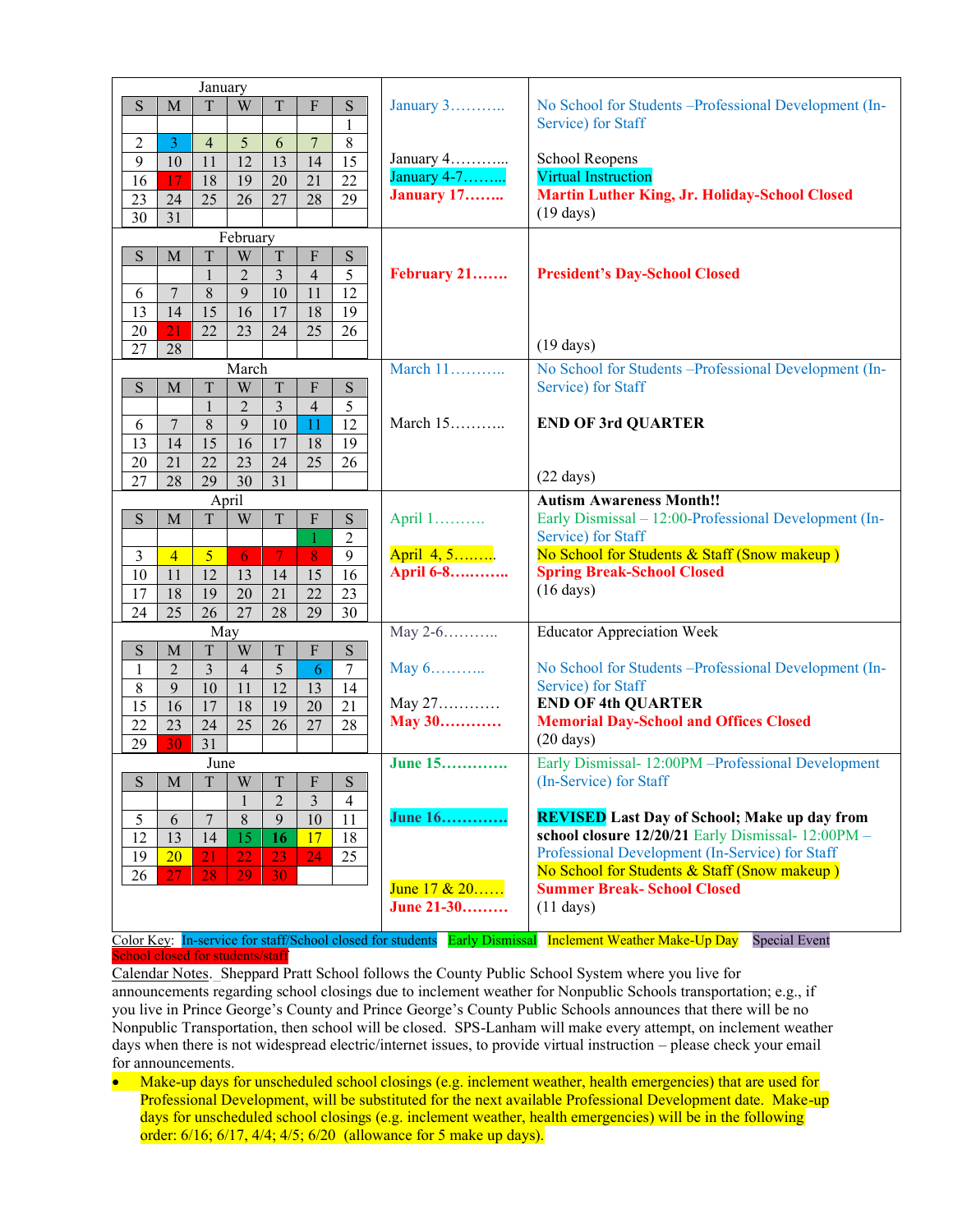| Month | Dates | Events |
| --- | --- | --- |
| **January** | January 3……….. | No School for Students –Professional Development (In-Service) for Staff |
| | January 4……….. | School Reopens |
| | January 4-7…….. | Virtual Instruction |
| | **January 17……..** | **Martin Luther King, Jr. Holiday-School Closed** |
| | | (19 days) |
| **February** | **February 21…….** | **President's Day-School Closed** |
| | | (19 days) |
| **March** | March 11……….. | No School for Students –Professional Development (In-Service) for Staff |
| | March 15……….. | **END OF 3rd QUARTER** |
| | | (22 days) |
| **April** | | **Autism Awareness Month!!** |
| | April 1………. | Early Dismissal – 12:00-Professional Development (In-Service) for Staff |
| | April 4, 5……… | No School for Students & Staff (Snow makeup ) |
| | **April 6-8………..** | **Spring Break-School Closed** |
| | | (16 days) |
| **May** | May 2-6……….. | Educator Appreciation Week |
| | May 6……….. | No School for Students –Professional Development (In-Service) for Staff |
| | May 27………… | **END OF 4th QUARTER** |
| | **May 30…………** | **Memorial Day-School and Offices Closed** |
| | | (20 days) |
| **June** | **June 15………….** | Early Dismissal- 12:00PM –Professional Development (In-Service) for Staff |
| | **June 16………….** | **REVISED Last Day of School; Make up day from school closure 12/20/21** Early Dismissal- 12:00PM – Professional Development (In-Service) for Staff |
| | June 17 & 20…… | No School for Students & Staff (Snow makeup ) |
| | **June 21-30………** | **Summer Break- School Closed** |
| | | (11 days) |

Color Key: In-service for staff/School closed for students | Early Dismissal | Inclement Weather Make-Up Day | Special Event | School closed for students/staff

Calendar Notes. Sheppard Pratt School follows the County Public School System where you live for announcements regarding school closings due to inclement weather for Nonpublic Schools transportation; e.g., if you live in Prince George's County and Prince George's County Public Schools announces that there will be no Nonpublic Transportation, then school will be closed. SPS-Lanham will make every attempt, on inclement weather days when there is not widespread electric/internet issues, to provide virtual instruction – please check your email for announcements.

- Make-up days for unscheduled school closings (e.g. inclement weather, health emergencies) that are used for Professional Development, will be substituted for the next available Professional Development date. Make-up days for unscheduled school closings (e.g. inclement weather, health emergencies) will be in the following order: 6/16; 6/17, 4/4; 4/5; 6/20 (allowance for 5 make up days).